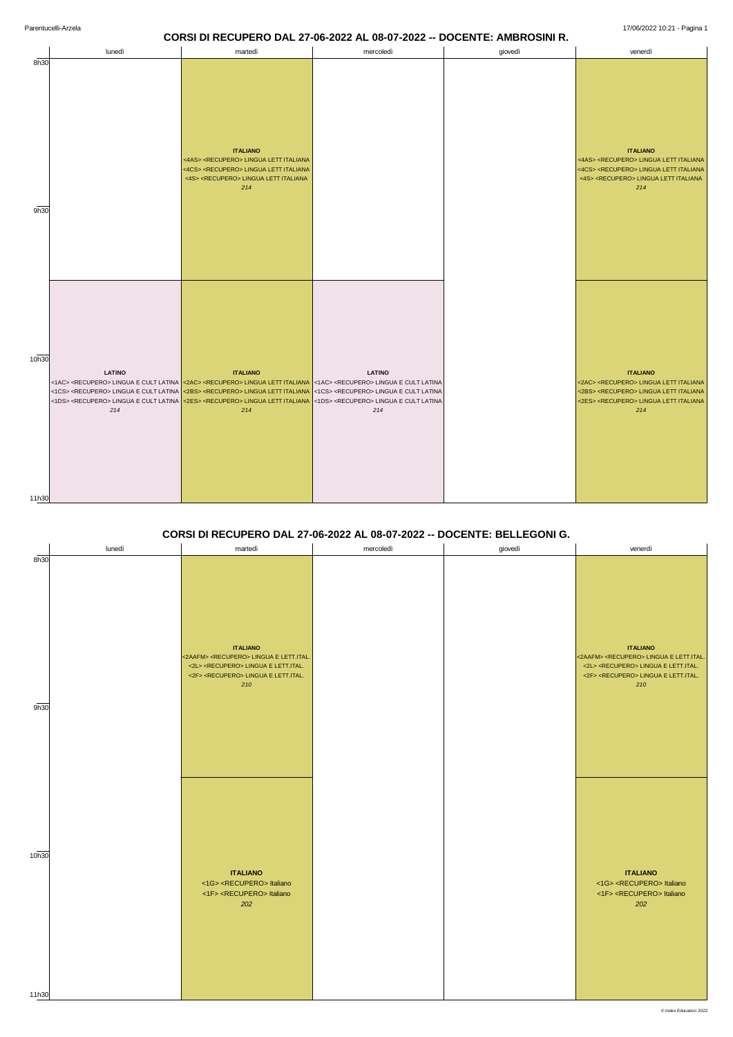## CORSI DI RECUPERO DAL 27-06-2022 AL 08-07-2022 -- DOCENTE: AMBROSINI R.

| | lunedì | martedì | mercoledì | giovedì | venerdì |
|---|---|---|---|---|---|
| 8h30 – 9h30 | | **ITALIANO**<br><4AS> <RECUPERO> LINGUA LETT ITALIANA<br><4CS> <RECUPERO> LINGUA LETT ITALIANA<br><4S> <RECUPERO> LINGUA LETT ITALIANA<br>*214* | | | **ITALIANO**<br><4AS> <RECUPERO> LINGUA LETT ITALIANA<br><4CS> <RECUPERO> LINGUA LETT ITALIANA<br><4S> <RECUPERO> LINGUA LETT ITALIANA<br>*214* |
| 10h30 – 11h30 | **LATINO**<br><1AC> <RECUPERO> LINGUA E CULT LATINA<br><1CS> <RECUPERO> LINGUA E CULT LATINA<br><1DS> <RECUPERO> LINGUA E CULT LATINA<br>*214* | **ITALIANO**<br><2AC> <RECUPERO> LINGUA LETT ITALIANA<br><2BS> <RECUPERO> LINGUA LETT ITALIANA<br><2ES> <RECUPERO> LINGUA LETT ITALIANA<br>*214* | **LATINO**<br><1AC> <RECUPERO> LINGUA E CULT LATINA<br><1CS> <RECUPERO> LINGUA E CULT LATINA<br><1DS> <RECUPERO> LINGUA E CULT LATINA<br>*214* | | **ITALIANO**<br><2AC> <RECUPERO> LINGUA LETT ITALIANA<br><2BS> <RECUPERO> LINGUA LETT ITALIANA<br><2ES> <RECUPERO> LINGUA LETT ITALIANA<br>*214* |

## CORSI DI RECUPERO DAL 27-06-2022 AL 08-07-2022 -- DOCENTE: BELLEGONI G.

| | lunedì | martedì | mercoledì | giovedì | venerdì |
|---|---|---|---|---|---|
| 8h30 – 9h30 | | **ITALIANO**<br><2AAFM> <RECUPERO> LINGUA E LETT.ITAL.<br><2L> <RECUPERO> LINGUA E LETT.ITAL.<br><2F> <RECUPERO> LINGUA E LETT.ITAL.<br>*210* | | | **ITALIANO**<br><2AAFM> <RECUPERO> LINGUA E LETT.ITAL.<br><2L> <RECUPERO> LINGUA E LETT.ITAL.<br><2F> <RECUPERO> LINGUA E LETT.ITAL.<br>*210* |
| 10h30 – 11h30 | | **ITALIANO**<br><1G> <RECUPERO> Italiano<br><1F> <RECUPERO> Italiano<br>*202* | | | **ITALIANO**<br><1G> <RECUPERO> Italiano<br><1F> <RECUPERO> Italiano<br>*202* |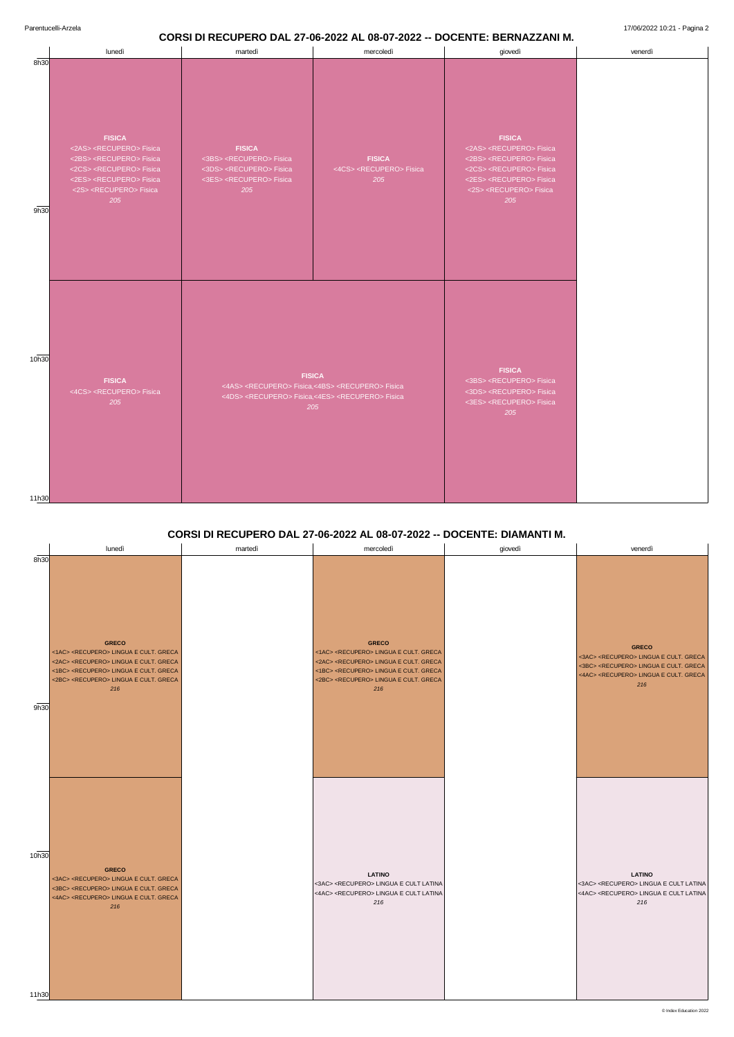## CORSI DI RECUPERO DAL 27-06-2022 AL 08-07-2022 -- DOCENTE: BERNAZZANI M.

| | lunedì | martedì | mercoledì | giovedì | venerdì |
|---|---|---|---|---|---|
| 8h30 – 9h30 | **FISICA**<br><2AS> <RECUPERO> Fisica<br><2BS> <RECUPERO> Fisica<br><2CS> <RECUPERO> Fisica<br><2ES> <RECUPERO> Fisica<br><2S> <RECUPERO> Fisica<br>*205* | **FISICA**<br><3BS> <RECUPERO> Fisica<br><3DS> <RECUPERO> Fisica<br><3ES> <RECUPERO> Fisica<br>*205* | **FISICA**<br><4CS> <RECUPERO> Fisica<br>*205* | **FISICA**<br><2AS> <RECUPERO> Fisica<br><2BS> <RECUPERO> Fisica<br><2CS> <RECUPERO> Fisica<br><2ES> <RECUPERO> Fisica<br><2S> <RECUPERO> Fisica<br>*205* | |
| 10h30 – 11h30 | **FISICA**<br><4CS> <RECUPERO> Fisica<br>*205* | **FISICA**<br><4AS> <RECUPERO> Fisica,<4BS> <RECUPERO> Fisica<br><4DS> <RECUPERO> Fisica,<4ES> <RECUPERO> Fisica<br>*205* | | **FISICA**<br><3BS> <RECUPERO> Fisica<br><3DS> <RECUPERO> Fisica<br><3ES> <RECUPERO> Fisica<br>*205* | |

## CORSI DI RECUPERO DAL 27-06-2022 AL 08-07-2022 -- DOCENTE: DIAMANTI M.

| | lunedì | martedì | mercoledì | giovedì | venerdì |
|---|---|---|---|---|---|
| 8h30 – 9h30 | **GRECO**<br><1AC> <RECUPERO> LINGUA E CULT. GRECA<br><2AC> <RECUPERO> LINGUA E CULT. GRECA<br><1BC> <RECUPERO> LINGUA E CULT. GRECA<br><2BC> <RECUPERO> LINGUA E CULT. GRECA<br>*216* | | **GRECO**<br><1AC> <RECUPERO> LINGUA E CULT. GRECA<br><2AC> <RECUPERO> LINGUA E CULT. GRECA<br><1BC> <RECUPERO> LINGUA E CULT. GRECA<br><2BC> <RECUPERO> LINGUA E CULT. GRECA<br>*216* | | **GRECO**<br><3AC> <RECUPERO> LINGUA E CULT. GRECA<br><3BC> <RECUPERO> LINGUA E CULT. GRECA<br><4AC> <RECUPERO> LINGUA E CULT. GRECA<br>*216* |
| 10h30 – 11h30 | **GRECO**<br><3AC> <RECUPERO> LINGUA E CULT. GRECA<br><3BC> <RECUPERO> LINGUA E CULT. GRECA<br><4AC> <RECUPERO> LINGUA E CULT. GRECA<br>*216* | | **LATINO**<br><3AC> <RECUPERO> LINGUA E CULT LATINA<br><4AC> <RECUPERO> LINGUA E CULT LATINA<br>*216* | | **LATINO**<br><3AC> <RECUPERO> LINGUA E CULT LATINA<br><4AC> <RECUPERO> LINGUA E CULT LATINA<br>*216* |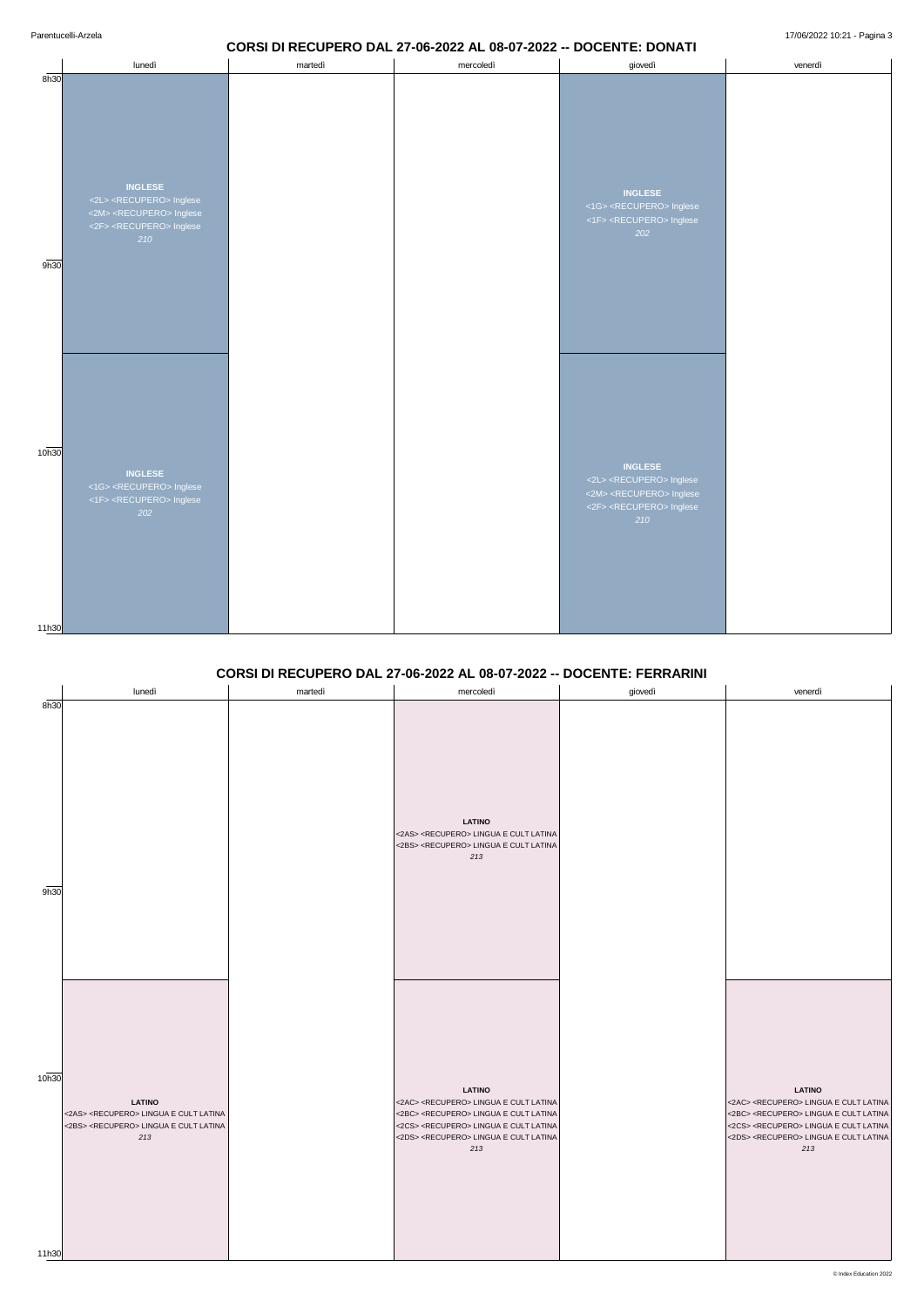## CORSI DI RECUPERO DAL 27-06-2022 AL 08-07-2022 -- DOCENTE: DONATI

| | lunedì | martedì | mercoledì | giovedì | venerdì |
|---|---|---|---|---|---|
| 8h30 - 10h00 | **INGLESE**<br><2L> <RECUPERO> Inglese<br><2M> <RECUPERO> Inglese<br><2F> <RECUPERO> Inglese<br>*210* | | | **INGLESE**<br><1G> <RECUPERO> Inglese<br><1F> <RECUPERO> Inglese<br>*202* | |
| 10h00 - 11h30 | **INGLESE**<br><1G> <RECUPERO> Inglese<br><1F> <RECUPERO> Inglese<br>*202* | | | **INGLESE**<br><2L> <RECUPERO> Inglese<br><2M> <RECUPERO> Inglese<br><2F> <RECUPERO> Inglese<br>*210* | |

## CORSI DI RECUPERO DAL 27-06-2022 AL 08-07-2022 -- DOCENTE: FERRARINI

| | lunedì | martedì | mercoledì | giovedì | venerdì |
|---|---|---|---|---|---|
| 8h30 - 10h00 | | | **LATINO**<br><2AS> <RECUPERO> LINGUA E CULT LATINA<br><2BS> <RECUPERO> LINGUA E CULT LATINA<br>*213* | | |
| 10h00 - 11h30 | **LATINO**<br><2AS> <RECUPERO> LINGUA E CULT LATINA<br><2BS> <RECUPERO> LINGUA E CULT LATINA<br>*213* | | **LATINO**<br><2AC> <RECUPERO> LINGUA E CULT LATINA<br><2BC> <RECUPERO> LINGUA E CULT LATINA<br><2CS> <RECUPERO> LINGUA E CULT LATINA<br><2DS> <RECUPERO> LINGUA E CULT LATINA<br>*213* | | **LATINO**<br><2AC> <RECUPERO> LINGUA E CULT LATINA<br><2BC> <RECUPERO> LINGUA E CULT LATINA<br><2CS> <RECUPERO> LINGUA E CULT LATINA<br><2DS> <RECUPERO> LINGUA E CULT LATINA<br>*213* |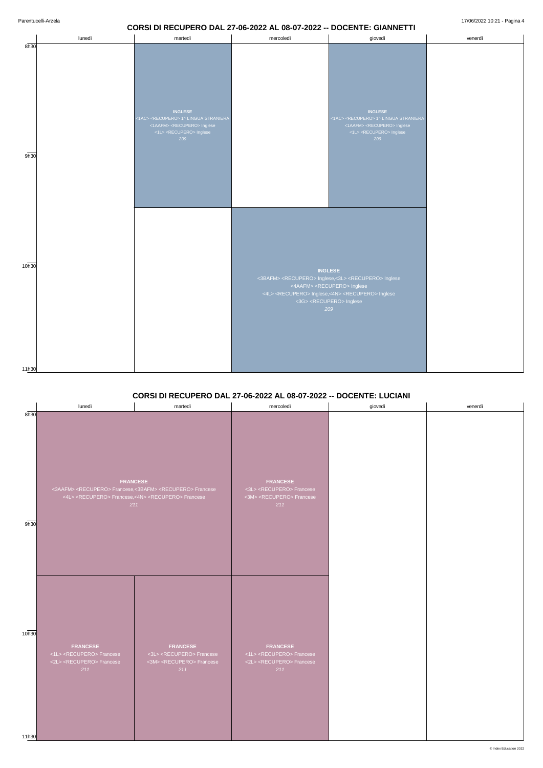## CORSI DI RECUPERO DAL 27-06-2022 AL 08-07-2022 -- DOCENTE: GIANNETTI

| | lunedì | martedì | mercoledì | giovedì | venerdì |
|---|---|---|---|---|---|
| 8h30–9h30 | | **INGLESE** <1AC> <RECUPERO> 1^ LINGUA STRANIERA <1AAFM> <RECUPERO> Inglese <1L> <RECUPERO> Inglese *209* | | **INGLESE** <1AC> <RECUPERO> 1^ LINGUA STRANIERA <1AAFM> <RECUPERO> Inglese <1L> <RECUPERO> Inglese *209* | |
| 10h00–11h30 | | | **INGLESE** <3BAFM> <RECUPERO> Inglese,<3L> <RECUPERO> Inglese <4AAFM> <RECUPERO> Inglese <4L> <RECUPERO> Inglese,<4N> <RECUPERO> Inglese <3G> <RECUPERO> Inglese *209* | (mercoledì–giovedì) | |

## CORSI DI RECUPERO DAL 27-06-2022 AL 08-07-2022 -- DOCENTE: LUCIANI

| | lunedì | martedì | mercoledì | giovedì | venerdì |
|---|---|---|---|---|---|
| 8h30–10h00 | **FRANCESE** <3AAFM> <RECUPERO> Francese,<3BAFM> <RECUPERO> Francese <4L> <RECUPERO> Francese,<4N> <RECUPERO> Francese *211* | (lunedì–martedì) | **FRANCESE** <3L> <RECUPERO> Francese <3M> <RECUPERO> Francese *211* | | |
| 10h00–11h30 | **FRANCESE** <1L> <RECUPERO> Francese <2L> <RECUPERO> Francese *211* | **FRANCESE** <3L> <RECUPERO> Francese <3M> <RECUPERO> Francese *211* | **FRANCESE** <1L> <RECUPERO> Francese <2L> <RECUPERO> Francese *211* | | |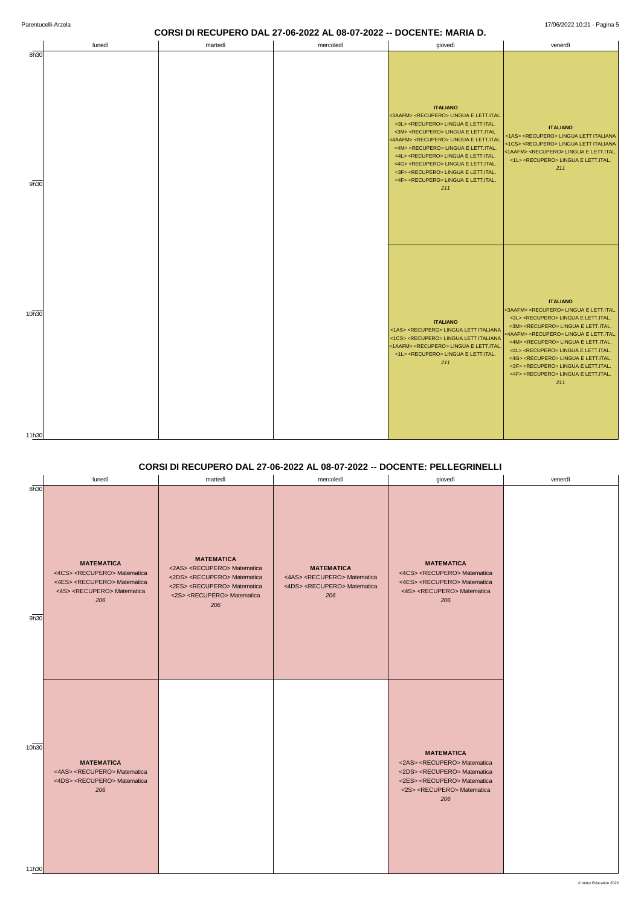## CORSI DI RECUPERO DAL 27-06-2022 AL 08-07-2022 -- DOCENTE: MARIA D.

| | lunedì | martedì | mercoledì | giovedì | venerdì |
|---|---|---|---|---|---|
| 8h30-10h00 | | | | **ITALIANO**<br><3AAFM> <RECUPERO> LINGUA E LETT.ITAL.<br><3L> <RECUPERO> LINGUA E LETT.ITAL.<br><3M> <RECUPERO> LINGUA E LETT.ITAL.<br><4AAFM> <RECUPERO> LINGUA E LETT.ITAL.<br><4M> <RECUPERO> LINGUA E LETT.ITAL.<br><4L> <RECUPERO> LINGUA E LETT.ITAL.<br><4G> <RECUPERO> LINGUA E LETT.ITAL.<br><3F> <RECUPERO> LINGUA E LETT.ITAL.<br><4F> <RECUPERO> LINGUA E LETT.ITAL.<br>*211* | **ITALIANO**<br><1AS> <RECUPERO> LINGUA LETT ITALIANA<br><1CS> <RECUPERO> LINGUA LETT ITALIANA<br><1AAFM> <RECUPERO> LINGUA E LETT.ITAL.<br><1L> <RECUPERO> LINGUA E LETT.ITAL.<br>*211* |
| 10h00-11h30 | | | | **ITALIANO**<br><1AS> <RECUPERO> LINGUA LETT ITALIANA<br><1CS> <RECUPERO> LINGUA LETT ITALIANA<br><1AAFM> <RECUPERO> LINGUA E LETT.ITAL.<br><1L> <RECUPERO> LINGUA E LETT.ITAL.<br>*211* | **ITALIANO**<br><3AAFM> <RECUPERO> LINGUA E LETT.ITAL.<br><3L> <RECUPERO> LINGUA E LETT.ITAL.<br><3M> <RECUPERO> LINGUA E LETT.ITAL.<br><4AAFM> <RECUPERO> LINGUA E LETT.ITAL.<br><4M> <RECUPERO> LINGUA E LETT.ITAL.<br><4L> <RECUPERO> LINGUA E LETT.ITAL.<br><4G> <RECUPERO> LINGUA E LETT.ITAL.<br><3F> <RECUPERO> LINGUA E LETT.ITAL.<br><4F> <RECUPERO> LINGUA E LETT.ITAL.<br>*211* |

## CORSI DI RECUPERO DAL 27-06-2022 AL 08-07-2022 -- DOCENTE: PELLEGRINELLI

| | lunedì | martedì | mercoledì | giovedì | venerdì |
|---|---|---|---|---|---|
| 8h30-10h00 | **MATEMATICA**<br><4CS> <RECUPERO> Matematica<br><4ES> <RECUPERO> Matematica<br><4S> <RECUPERO> Matematica<br>*206* | **MATEMATICA**<br><2AS> <RECUPERO> Matematica<br><2DS> <RECUPERO> Matematica<br><2ES> <RECUPERO> Matematica<br><2S> <RECUPERO> Matematica<br>*206* | **MATEMATICA**<br><4AS> <RECUPERO> Matematica<br><4DS> <RECUPERO> Matematica<br>*206* | **MATEMATICA**<br><4CS> <RECUPERO> Matematica<br><4ES> <RECUPERO> Matematica<br><4S> <RECUPERO> Matematica<br>*206* | |
| 10h00-11h30 | **MATEMATICA**<br><4AS> <RECUPERO> Matematica<br><4DS> <RECUPERO> Matematica<br>*206* | | | **MATEMATICA**<br><2AS> <RECUPERO> Matematica<br><2DS> <RECUPERO> Matematica<br><2ES> <RECUPERO> Matematica<br><2S> <RECUPERO> Matematica<br>*206* | |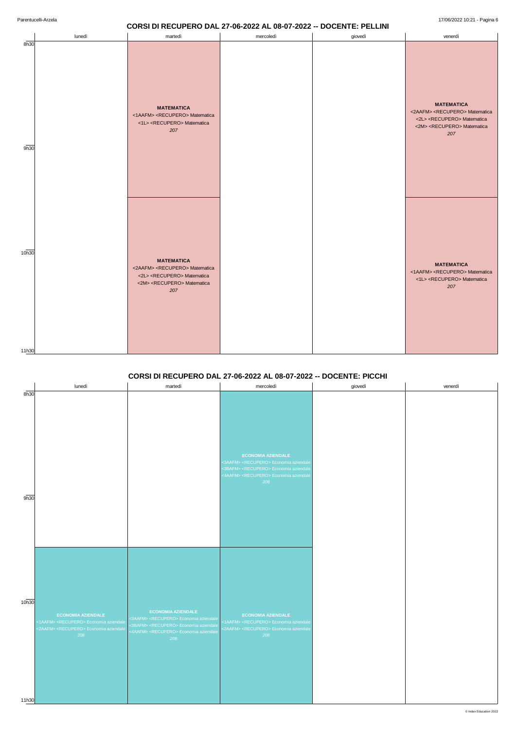## CORSI DI RECUPERO DAL 27-06-2022 AL 08-07-2022 -- DOCENTE: PELLINI

| | lunedì | martedì | mercoledì | giovedì | venerdì |
|---|---|---|---|---|---|
| 8h30 - 10h00 | | **MATEMATICA**<br><1AAFM> <RECUPERO> Matematica<br><1L> <RECUPERO> Matematica<br>*207* | | | **MATEMATICA**<br><2AAFM> <RECUPERO> Matematica<br><2L> <RECUPERO> Matematica<br><2M> <RECUPERO> Matematica<br>*207* |
| 10h00 - 11h30 | | **MATEMATICA**<br><2AAFM> <RECUPERO> Matematica<br><2L> <RECUPERO> Matematica<br><2M> <RECUPERO> Matematica<br>*207* | | | **MATEMATICA**<br><1AAFM> <RECUPERO> Matematica<br><1L> <RECUPERO> Matematica<br>*207* |

## CORSI DI RECUPERO DAL 27-06-2022 AL 08-07-2022 -- DOCENTE: PICCHI

| | lunedì | martedì | mercoledì | giovedì | venerdì |
|---|---|---|---|---|---|
| 8h30 - 10h00 | | | **ECONOMIA AZIENDALE**<br><3AAFM> <RECUPERO> Economia aziendale<br><3BAFM> <RECUPERO> Economia aziendale<br><4AAFM> <RECUPERO> Economia aziendale<br>*208* | | |
| 10h00 - 11h30 | **ECONOMIA AZIENDALE**<br><1AAFM> <RECUPERO> Economia aziendale<br><2AAFM> <RECUPERO> Economia aziendale<br>*208* | **ECONOMIA AZIENDALE**<br><3AAFM> <RECUPERO> Economia aziendale<br><3BAFM> <RECUPERO> Economia aziendale<br><4AAFM> <RECUPERO> Economia aziendale<br>*208* | **ECONOMIA AZIENDALE**<br><1AAFM> <RECUPERO> Economia aziendale<br><2AAFM> <RECUPERO> Economia aziendale<br>*208* | | |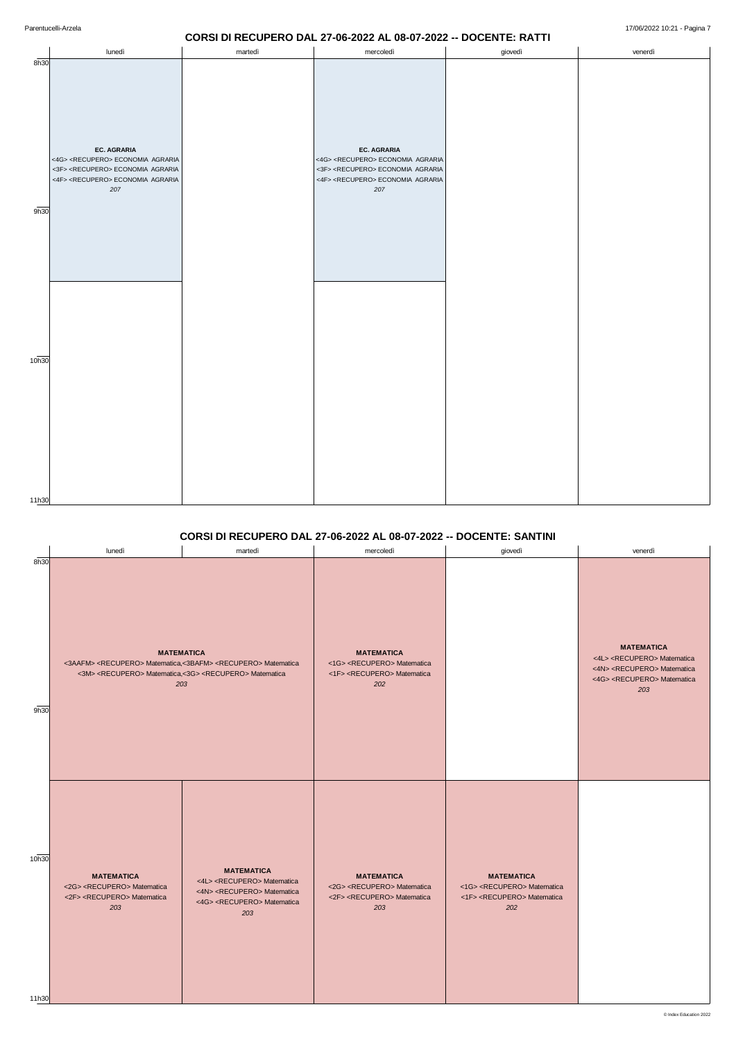## CORSI DI RECUPERO DAL 27-06-2022 AL 08-07-2022 -- DOCENTE: RATTI

| | lunedì | martedì | mercoledì | giovedì | venerdì |
|---|---|---|---|---|---|
| 8h30 - 10h00 | **EC. AGRARIA** <4G> <RECUPERO> ECONOMIA AGRARIA <3F> <RECUPERO> ECONOMIA AGRARIA <4F> <RECUPERO> ECONOMIA AGRARIA *207* | | **EC. AGRARIA** <4G> <RECUPERO> ECONOMIA AGRARIA <3F> <RECUPERO> ECONOMIA AGRARIA <4F> <RECUPERO> ECONOMIA AGRARIA *207* | | |
| 10h00 - 11h30 | | | | | |

## CORSI DI RECUPERO DAL 27-06-2022 AL 08-07-2022 -- DOCENTE: SANTINI

| | lunedì | martedì | mercoledì | giovedì | venerdì |
|---|---|---|---|---|---|
| 8h30 - 10h00 | **MATEMATICA** <3AAFM> <RECUPERO> Matematica,<3BAFM> <RECUPERO> Matematica <3M> <RECUPERO> Matematica,<3G> <RECUPERO> Matematica *203* | | **MATEMATICA** <1G> <RECUPERO> Matematica <1F> <RECUPERO> Matematica *202* | | **MATEMATICA** <4L> <RECUPERO> Matematica <4N> <RECUPERO> Matematica <4G> <RECUPERO> Matematica *203* |
| 10h00 - 11h30 | **MATEMATICA** <2G> <RECUPERO> Matematica <2F> <RECUPERO> Matematica *203* | **MATEMATICA** <4L> <RECUPERO> Matematica <4N> <RECUPERO> Matematica <4G> <RECUPERO> Matematica *203* | **MATEMATICA** <2G> <RECUPERO> Matematica <2F> <RECUPERO> Matematica *203* | **MATEMATICA** <1G> <RECUPERO> Matematica <1F> <RECUPERO> Matematica *202* | |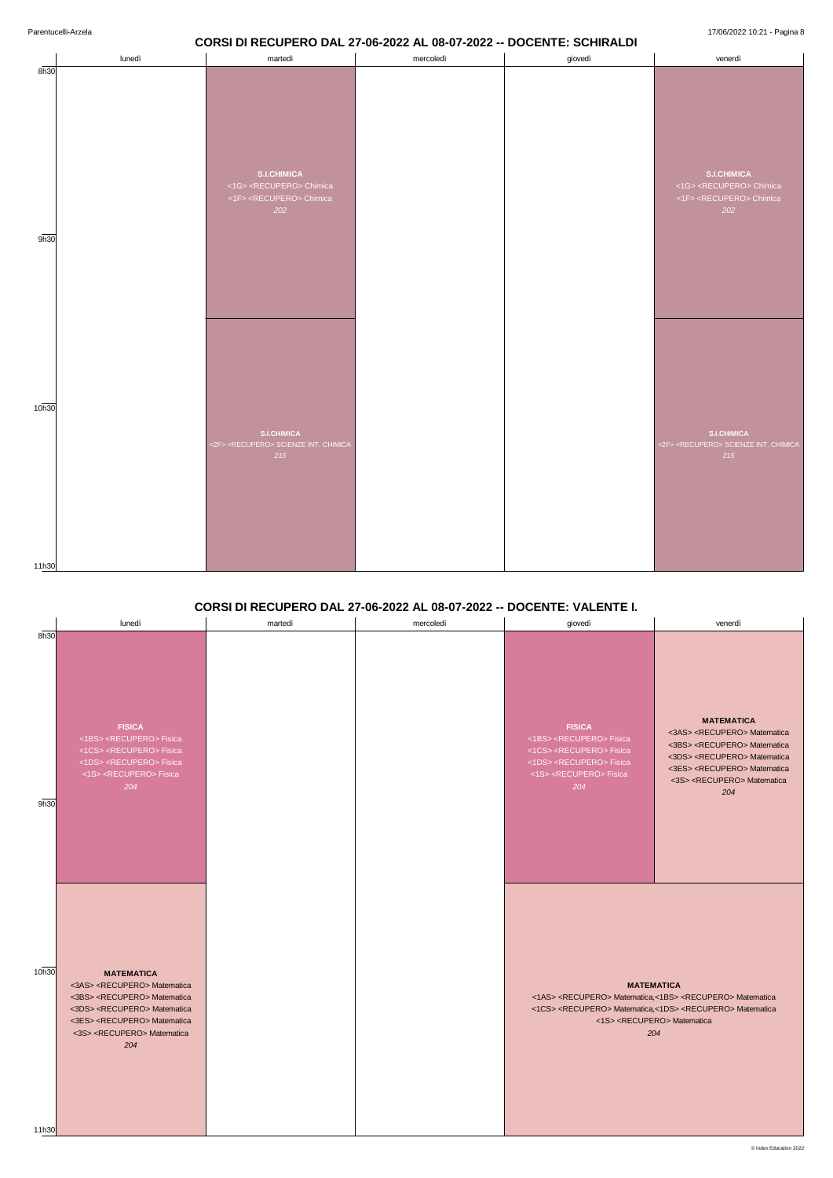## CORSI DI RECUPERO DAL 27-06-2022 AL 08-07-2022 -- DOCENTE: SCHIRALDI

| | lunedì | martedì | mercoledì | giovedì | venerdì |
|---|---|---|---|---|---|
| 8h30-9h30 | | **S.I.CHIMICA** <1G> <RECUPERO> Chimica <1F> <RECUPERO> Chimica *202* | | | **S.I.CHIMICA** <1G> <RECUPERO> Chimica <1F> <RECUPERO> Chimica *202* |
| 9h30-11h30 | | **S.I.CHIMICA** <2F> <RECUPERO> SCIENZE INT. CHIMICA *215* | | | **S.I.CHIMICA** <2F> <RECUPERO> SCIENZE INT. CHIMICA *215* |

## CORSI DI RECUPERO DAL 27-06-2022 AL 08-07-2022 -- DOCENTE: VALENTE I.

| | lunedì | martedì | mercoledì | giovedì | venerdì |
|---|---|---|---|---|---|
| 8h30-9h30 | **FISICA** <1BS> <RECUPERO> Fisica <1CS> <RECUPERO> Fisica <1DS> <RECUPERO> Fisica <1S> <RECUPERO> Fisica *204* | | | **FISICA** <1BS> <RECUPERO> Fisica <1CS> <RECUPERO> Fisica <1DS> <RECUPERO> Fisica <1S> <RECUPERO> Fisica *204* | **MATEMATICA** <3AS> <RECUPERO> Matematica <3BS> <RECUPERO> Matematica <3DS> <RECUPERO> Matematica <3ES> <RECUPERO> Matematica <3S> <RECUPERO> Matematica *204* |
| 9h30-11h30 | **MATEMATICA** <3AS> <RECUPERO> Matematica <3BS> <RECUPERO> Matematica <3DS> <RECUPERO> Matematica <3ES> <RECUPERO> Matematica <3S> <RECUPERO> Matematica *204* | | | **MATEMATICA** <1AS> <RECUPERO> Matematica,<1BS> <RECUPERO> Matematica <1CS> <RECUPERO> Matematica,<1DS> <RECUPERO> Matematica <1S> <RECUPERO> Matematica *204* | |